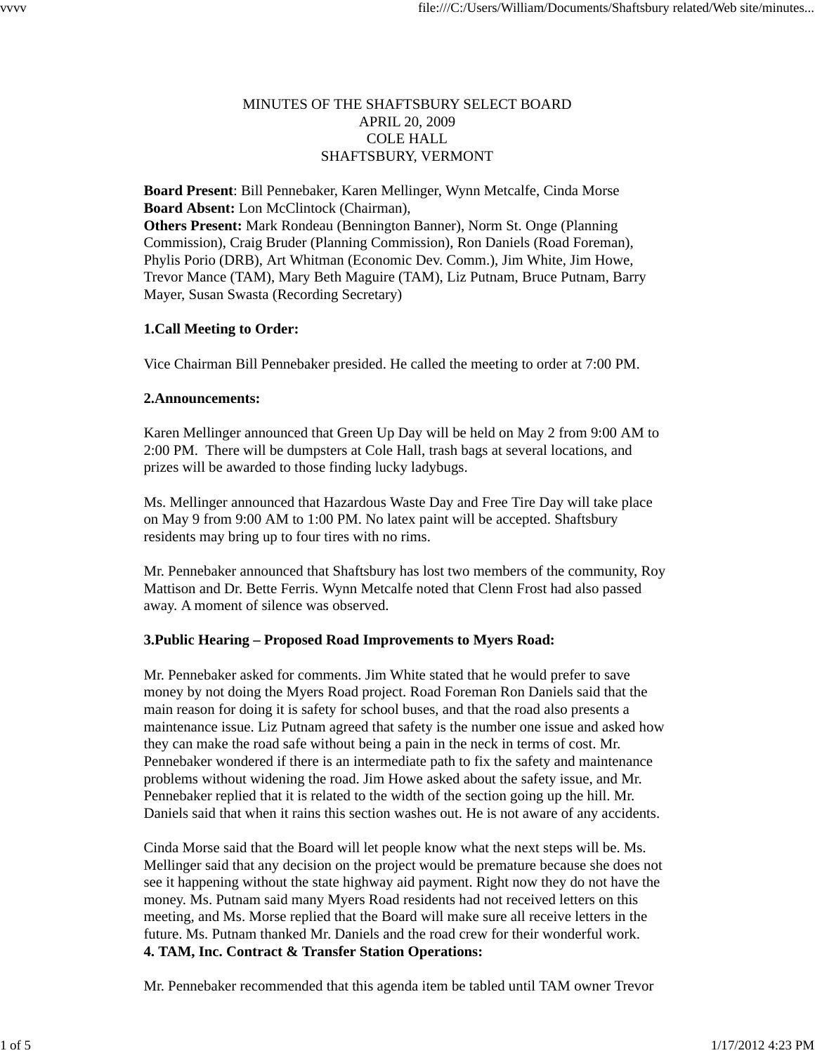MINUTES OF THE SHAFTSBURY SELECT BOARD
APRIL 20, 2009
COLE HALL
SHAFTSBURY, VERMONT

**Board Present**: Bill Pennebaker, Karen Mellinger, Wynn Metcalfe, Cinda Morse
**Board Absent:** Lon McClintock (Chairman),
**Others Present:** Mark Rondeau (Bennington Banner), Norm St. Onge (Planning Commission), Craig Bruder (Planning Commission), Ron Daniels (Road Foreman), Phylis Porio (DRB), Art Whitman (Economic Dev. Comm.), Jim White, Jim Howe, Trevor Mance (TAM), Mary Beth Maguire (TAM), Liz Putnam, Bruce Putnam, Barry Mayer, Susan Swasta (Recording Secretary)

**1.Call Meeting to Order:**

Vice Chairman Bill Pennebaker presided. He called the meeting to order at 7:00 PM.

**2.Announcements:**

Karen Mellinger announced that Green Up Day will be held on May 2 from 9:00 AM to 2:00 PM. There will be dumpsters at Cole Hall, trash bags at several locations, and prizes will be awarded to those finding lucky ladybugs.

Ms. Mellinger announced that Hazardous Waste Day and Free Tire Day will take place on May 9 from 9:00 AM to 1:00 PM. No latex paint will be accepted. Shaftsbury residents may bring up to four tires with no rims.

Mr. Pennebaker announced that Shaftsbury has lost two members of the community, Roy Mattison and Dr. Bette Ferris. Wynn Metcalfe noted that Clenn Frost had also passed away. A moment of silence was observed.

**3.Public Hearing – Proposed Road Improvements to Myers Road:**

Mr. Pennebaker asked for comments. Jim White stated that he would prefer to save money by not doing the Myers Road project. Road Foreman Ron Daniels said that the main reason for doing it is safety for school buses, and that the road also presents a maintenance issue. Liz Putnam agreed that safety is the number one issue and asked how they can make the road safe without being a pain in the neck in terms of cost. Mr. Pennebaker wondered if there is an intermediate path to fix the safety and maintenance problems without widening the road. Jim Howe asked about the safety issue, and Mr. Pennebaker replied that it is related to the width of the section going up the hill. Mr. Daniels said that when it rains this section washes out. He is not aware of any accidents.

Cinda Morse said that the Board will let people know what the next steps will be. Ms. Mellinger said that any decision on the project would be premature because she does not see it happening without the state highway aid payment. Right now they do not have the money. Ms. Putnam said many Myers Road residents had not received letters on this meeting, and Ms. Morse replied that the Board will make sure all receive letters in the future. Ms. Putnam thanked Mr. Daniels and the road crew for their wonderful work.

**4. TAM, Inc. Contract & Transfer Station Operations:**

Mr. Pennebaker recommended that this agenda item be tabled until TAM owner Trevor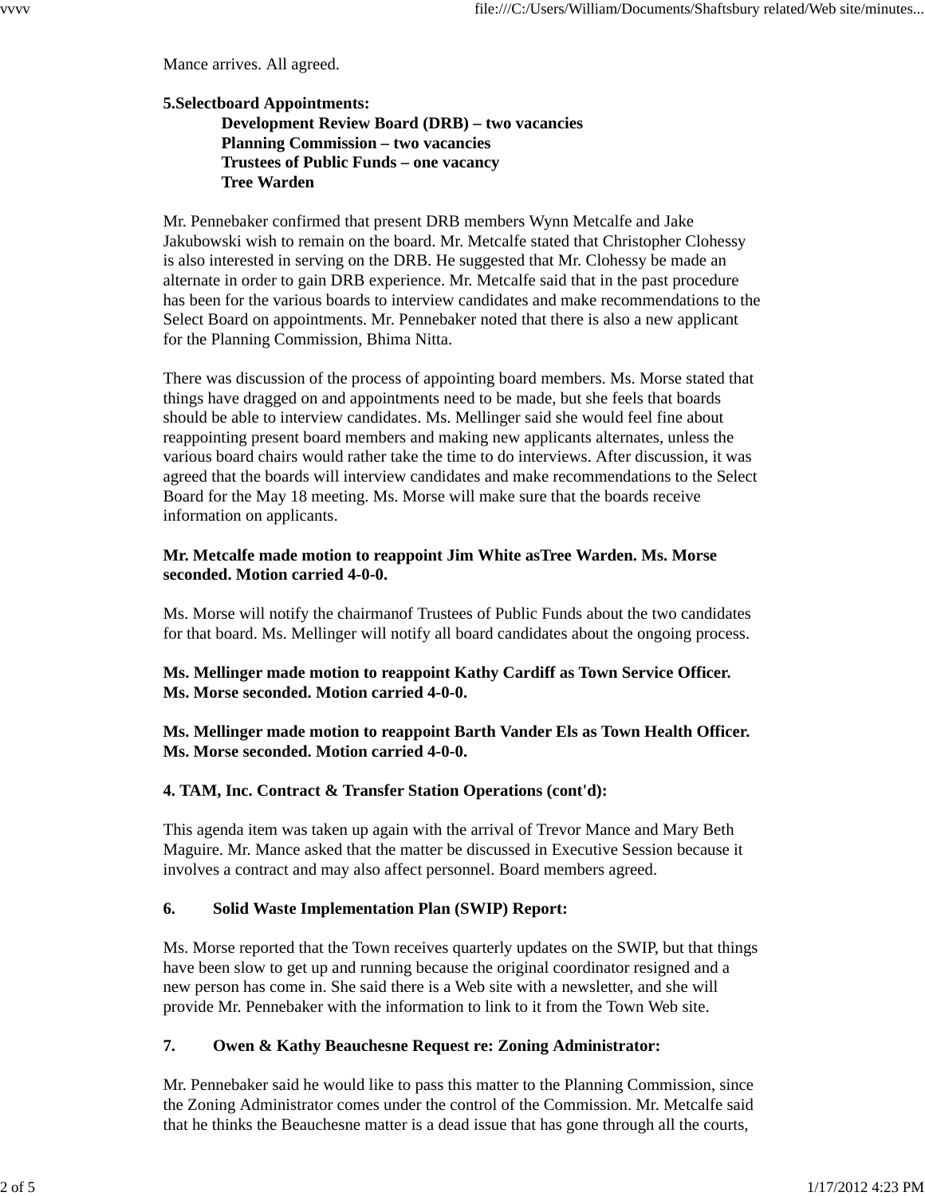Mance arrives. All agreed.

**5.Selectboard Appointments:**
**Development Review Board (DRB) – two vacancies**
**Planning Commission – two vacancies**
**Trustees of Public Funds – one vacancy**
**Tree Warden**

Mr. Pennebaker confirmed that present DRB members Wynn Metcalfe and Jake Jakubowski wish to remain on the board. Mr. Metcalfe stated that Christopher Clohessy is also interested in serving on the DRB. He suggested that Mr. Clohessy be made an alternate in order to gain DRB experience. Mr. Metcalfe said that in the past procedure has been for the various boards to interview candidates and make recommendations to the Select Board on appointments. Mr. Pennebaker noted that there is also a new applicant for the Planning Commission, Bhima Nitta.

There was discussion of the process of appointing board members. Ms. Morse stated that things have dragged on and appointments need to be made, but she feels that boards should be able to interview candidates. Ms. Mellinger said she would feel fine about reappointing present board members and making new applicants alternates, unless the various board chairs would rather take the time to do interviews. After discussion, it was agreed that the boards will interview candidates and make recommendations to the Select Board for the May 18 meeting. Ms. Morse will make sure that the boards receive information on applicants.

**Mr. Metcalfe made motion to reappoint Jim White asTree Warden. Ms. Morse seconded. Motion carried 4-0-0.**

Ms. Morse will notify the chairmanof Trustees of Public Funds about the two candidates for that board. Ms. Mellinger will notify all board candidates about the ongoing process.

**Ms. Mellinger made motion to reappoint Kathy Cardiff as Town Service Officer. Ms. Morse seconded. Motion carried 4-0-0.**

**Ms. Mellinger made motion to reappoint Barth Vander Els as Town Health Officer. Ms. Morse seconded. Motion carried 4-0-0.**

**4. TAM, Inc. Contract & Transfer Station Operations (cont'd):**

This agenda item was taken up again with the arrival of Trevor Mance and Mary Beth Maguire. Mr. Mance asked that the matter be discussed in Executive Session because it involves a contract and may also affect personnel. Board members agreed.

**6. Solid Waste Implementation Plan (SWIP) Report:**

Ms. Morse reported that the Town receives quarterly updates on the SWIP, but that things have been slow to get up and running because the original coordinator resigned and a new person has come in. She said there is a Web site with a newsletter, and she will provide Mr. Pennebaker with the information to link to it from the Town Web site.

**7. Owen & Kathy Beauchesne Request re: Zoning Administrator:**

Mr. Pennebaker said he would like to pass this matter to the Planning Commission, since the Zoning Administrator comes under the control of the Commission. Mr. Metcalfe said that he thinks the Beauchesne matter is a dead issue that has gone through all the courts,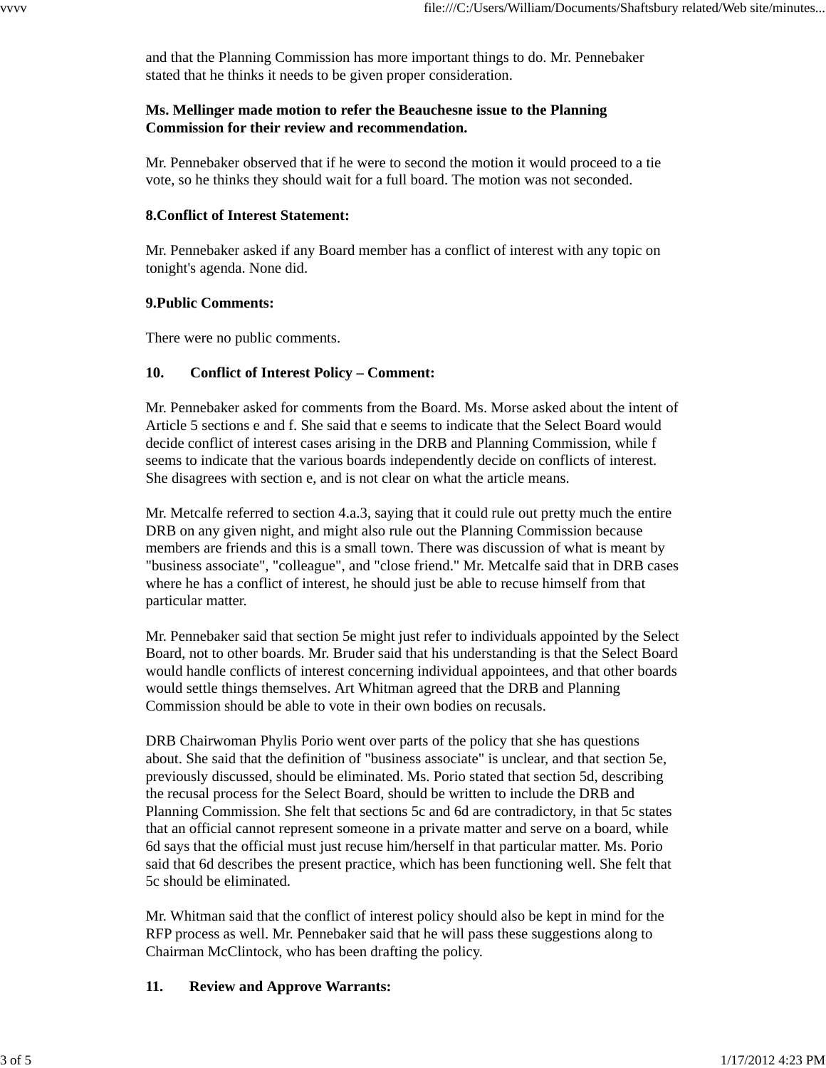and that the Planning Commission has more important things to do. Mr. Pennebaker stated that he thinks it needs to be given proper consideration.

**Ms. Mellinger made motion to refer the Beauchesne issue to the Planning Commission for their review and recommendation.**

Mr. Pennebaker observed that if he were to second the motion it would proceed to a tie vote, so he thinks they should wait for a full board. The motion was not seconded.

**8.Conflict of Interest Statement:**

Mr. Pennebaker asked if any Board member has a conflict of interest with any topic on tonight's agenda. None did.

**9.Public Comments:**

There were no public comments.

**10. Conflict of Interest Policy – Comment:**

Mr. Pennebaker asked for comments from the Board. Ms. Morse asked about the intent of Article 5 sections e and f. She said that e seems to indicate that the Select Board would decide conflict of interest cases arising in the DRB and Planning Commission, while f seems to indicate that the various boards independently decide on conflicts of interest. She disagrees with section e, and is not clear on what the article means.

Mr. Metcalfe referred to section 4.a.3, saying that it could rule out pretty much the entire DRB on any given night, and might also rule out the Planning Commission because members are friends and this is a small town. There was discussion of what is meant by "business associate", "colleague", and "close friend." Mr. Metcalfe said that in DRB cases where he has a conflict of interest, he should just be able to recuse himself from that particular matter.

Mr. Pennebaker said that section 5e might just refer to individuals appointed by the Select Board, not to other boards. Mr. Bruder said that his understanding is that the Select Board would handle conflicts of interest concerning individual appointees, and that other boards would settle things themselves. Art Whitman agreed that the DRB and Planning Commission should be able to vote in their own bodies on recusals.

DRB Chairwoman Phylis Porio went over parts of the policy that she has questions about. She said that the definition of "business associate" is unclear, and that section 5e, previously discussed, should be eliminated. Ms. Porio stated that section 5d, describing the recusal process for the Select Board, should be written to include the DRB and Planning Commission. She felt that sections 5c and 6d are contradictory, in that 5c states that an official cannot represent someone in a private matter and serve on a board, while 6d says that the official must just recuse him/herself in that particular matter. Ms. Porio said that 6d describes the present practice, which has been functioning well. She felt that 5c should be eliminated.

Mr. Whitman said that the conflict of interest policy should also be kept in mind for the RFP process as well. Mr. Pennebaker said that he will pass these suggestions along to Chairman McClintock, who has been drafting the policy.

**11. Review and Approve Warrants:**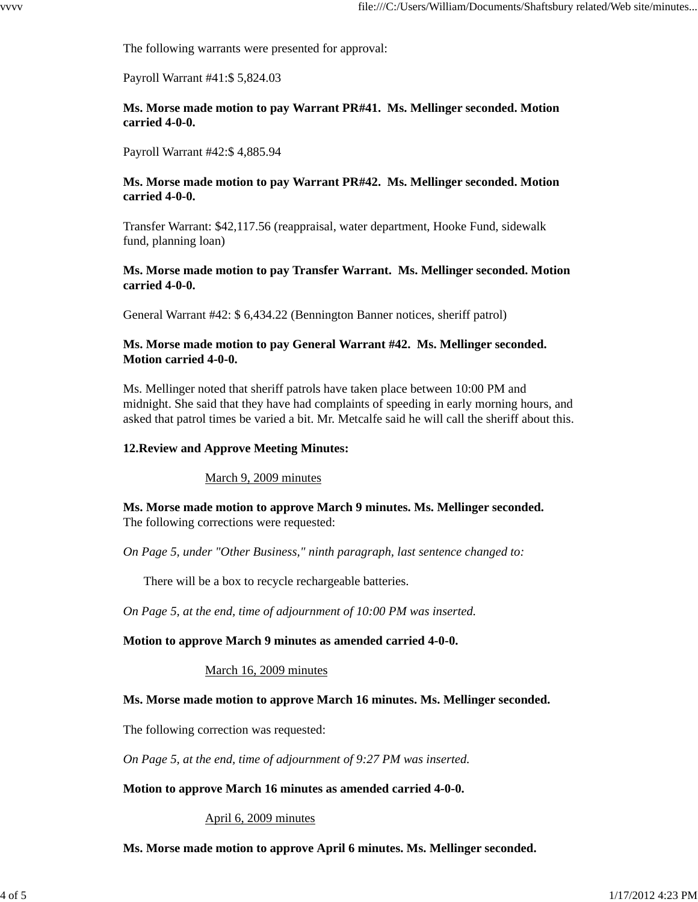The following warrants were presented for approval:

Payroll Warrant #41:$ 5,824.03

**Ms. Morse made motion to pay Warrant PR#41. Ms. Mellinger seconded. Motion carried 4-0-0.**

Payroll Warrant #42:$ 4,885.94

**Ms. Morse made motion to pay Warrant PR#42. Ms. Mellinger seconded. Motion carried 4-0-0.**

Transfer Warrant: $42,117.56 (reappraisal, water department, Hooke Fund, sidewalk fund, planning loan)

**Ms. Morse made motion to pay Transfer Warrant. Ms. Mellinger seconded. Motion carried 4-0-0.**

General Warrant #42: $ 6,434.22 (Bennington Banner notices, sheriff patrol)

**Ms. Morse made motion to pay General Warrant #42. Ms. Mellinger seconded. Motion carried 4-0-0.**

Ms. Mellinger noted that sheriff patrols have taken place between 10:00 PM and midnight. She said that they have had complaints of speeding in early morning hours, and asked that patrol times be varied a bit. Mr. Metcalfe said he will call the sheriff about this.

**12.Review and Approve Meeting Minutes:**

March 9, 2009 minutes

**Ms. Morse made motion to approve March 9 minutes. Ms. Mellinger seconded.**
The following corrections were requested:

*On Page 5, under "Other Business," ninth paragraph, last sentence changed to:*

There will be a box to recycle rechargeable batteries.

*On Page 5, at the end, time of adjournment of 10:00 PM was inserted.*

**Motion to approve March 9 minutes as amended carried 4-0-0.**

March 16, 2009 minutes

**Ms. Morse made motion to approve March 16 minutes. Ms. Mellinger seconded.**

The following correction was requested:

*On Page 5, at the end, time of adjournment of 9:27 PM was inserted.*

**Motion to approve March 16 minutes as amended carried 4-0-0.**

April 6, 2009 minutes

**Ms. Morse made motion to approve April 6 minutes. Ms. Mellinger seconded.**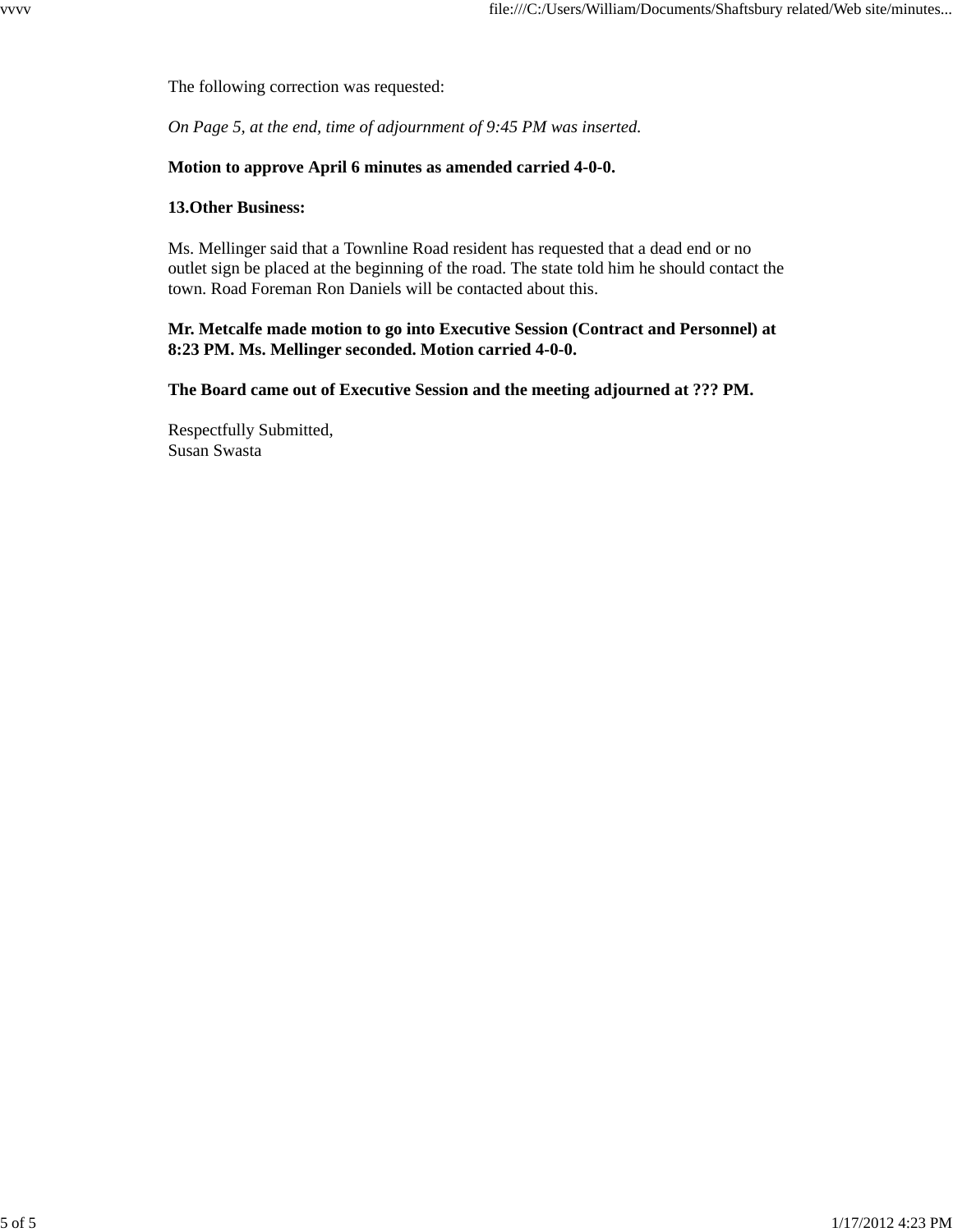The following correction was requested:

*On Page 5, at the end, time of adjournment of 9:45 PM was inserted.*

**Motion to approve April 6 minutes as amended carried 4-0-0.**

**13.Other Business:**

Ms. Mellinger said that a Townline Road resident has requested that a dead end or no outlet sign be placed at the beginning of the road. The state told him he should contact the town. Road Foreman Ron Daniels will be contacted about this.

**Mr. Metcalfe made motion to go into Executive Session (Contract and Personnel) at 8:23 PM. Ms. Mellinger seconded. Motion carried 4-0-0.**

**The Board came out of Executive Session and the meeting adjourned at ??? PM.**

Respectfully Submitted,
Susan Swasta